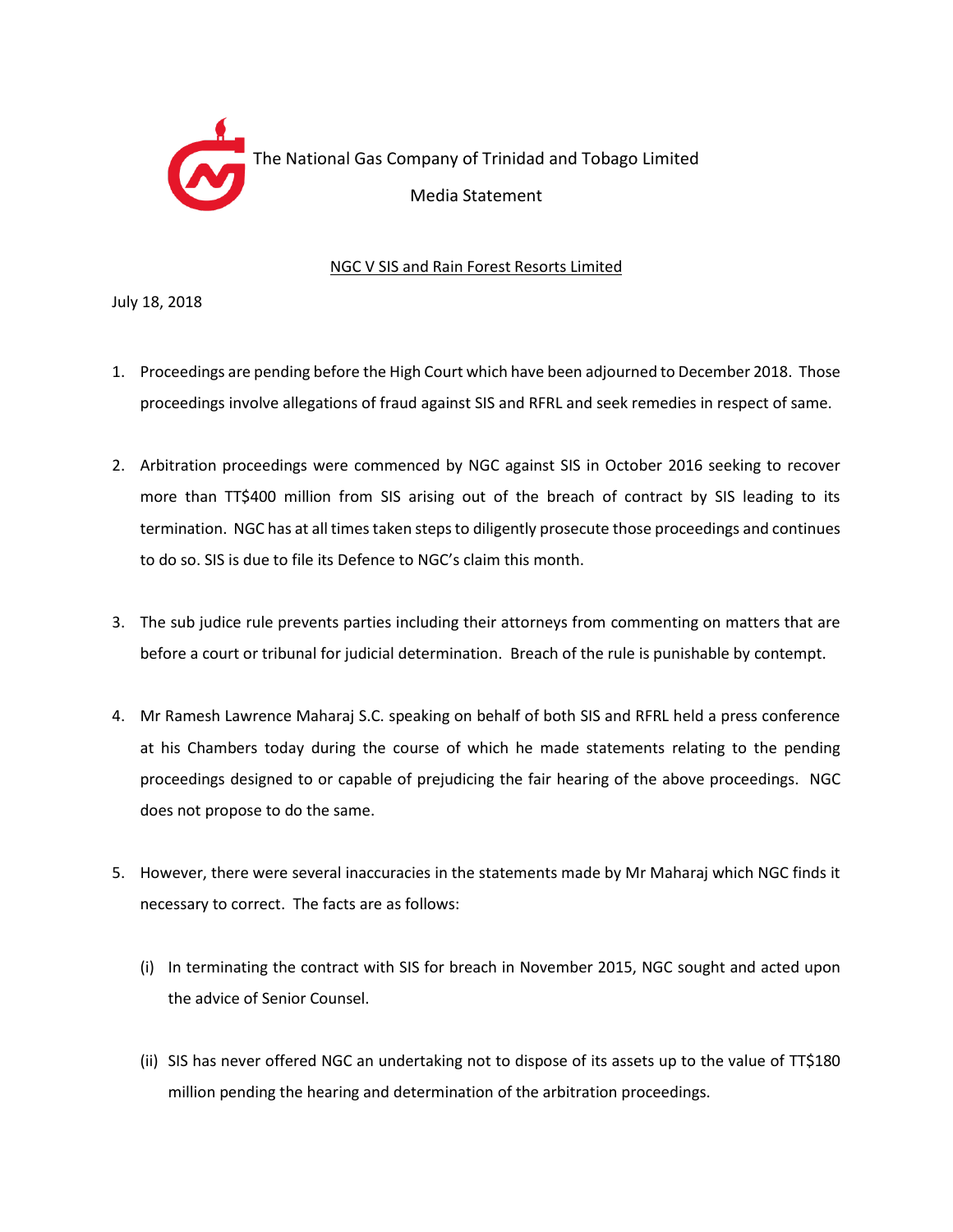The National Gas Company of Trinidad and Tobago Limited

Media Statement

## NGC V SIS and Rain Forest Resorts Limited

July 18, 2018

1. Proceedings are pending before the High Court which have been adjourned to December 2018. Those proceedings involve allegations of fraud against SIS and RFRL and seek remedies in respect of same.

2. Arbitration proceedings were commenced by NGC against SIS in October 2016 seeking to recover more than TT$400 million from SIS arising out of the breach of contract by SIS leading to its termination. NGC has at all times taken steps to diligently prosecute those proceedings and continues to do so. SIS is due to file its Defence to NGC's claim this month.

3. The sub judice rule prevents parties including their attorneys from commenting on matters that are before a court or tribunal for judicial determination. Breach of the rule is punishable by contempt.

4. Mr Ramesh Lawrence Maharaj S.C. speaking on behalf of both SIS and RFRL held a press conference at his Chambers today during the course of which he made statements relating to the pending proceedings designed to or capable of prejudicing the fair hearing of the above proceedings. NGC does not propose to do the same.

5. However, there were several inaccuracies in the statements made by Mr Maharaj which NGC finds it necessary to correct. The facts are as follows:

   (i) In terminating the contract with SIS for breach in November 2015, NGC sought and acted upon the advice of Senior Counsel.

   (ii) SIS has never offered NGC an undertaking not to dispose of its assets up to the value of TT$180 million pending the hearing and determination of the arbitration proceedings.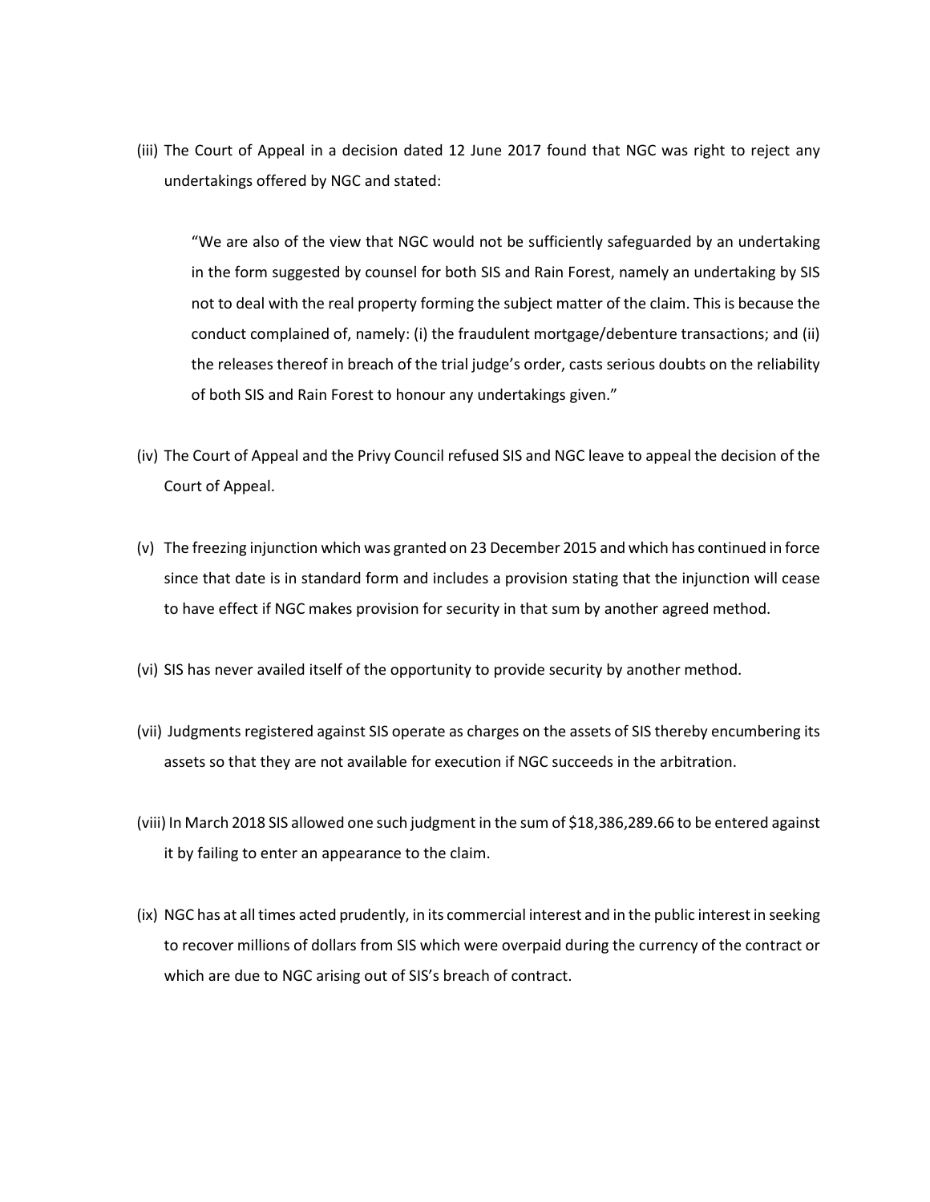(iii) The Court of Appeal in a decision dated 12 June 2017 found that NGC was right to reject any undertakings offered by NGC and stated:

> "We are also of the view that NGC would not be sufficiently safeguarded by an undertaking in the form suggested by counsel for both SIS and Rain Forest, namely an undertaking by SIS not to deal with the real property forming the subject matter of the claim. This is because the conduct complained of, namely: (i) the fraudulent mortgage/debenture transactions; and (ii) the releases thereof in breach of the trial judge's order, casts serious doubts on the reliability of both SIS and Rain Forest to honour any undertakings given."

(iv) The Court of Appeal and the Privy Council refused SIS and NGC leave to appeal the decision of the Court of Appeal.

(v) The freezing injunction which was granted on 23 December 2015 and which has continued in force since that date is in standard form and includes a provision stating that the injunction will cease to have effect if NGC makes provision for security in that sum by another agreed method.

(vi) SIS has never availed itself of the opportunity to provide security by another method.

(vii) Judgments registered against SIS operate as charges on the assets of SIS thereby encumbering its assets so that they are not available for execution if NGC succeeds in the arbitration.

(viii) In March 2018 SIS allowed one such judgment in the sum of $18,386,289.66 to be entered against it by failing to enter an appearance to the claim.

(ix) NGC has at all times acted prudently, in its commercial interest and in the public interest in seeking to recover millions of dollars from SIS which were overpaid during the currency of the contract or which are due to NGC arising out of SIS's breach of contract.